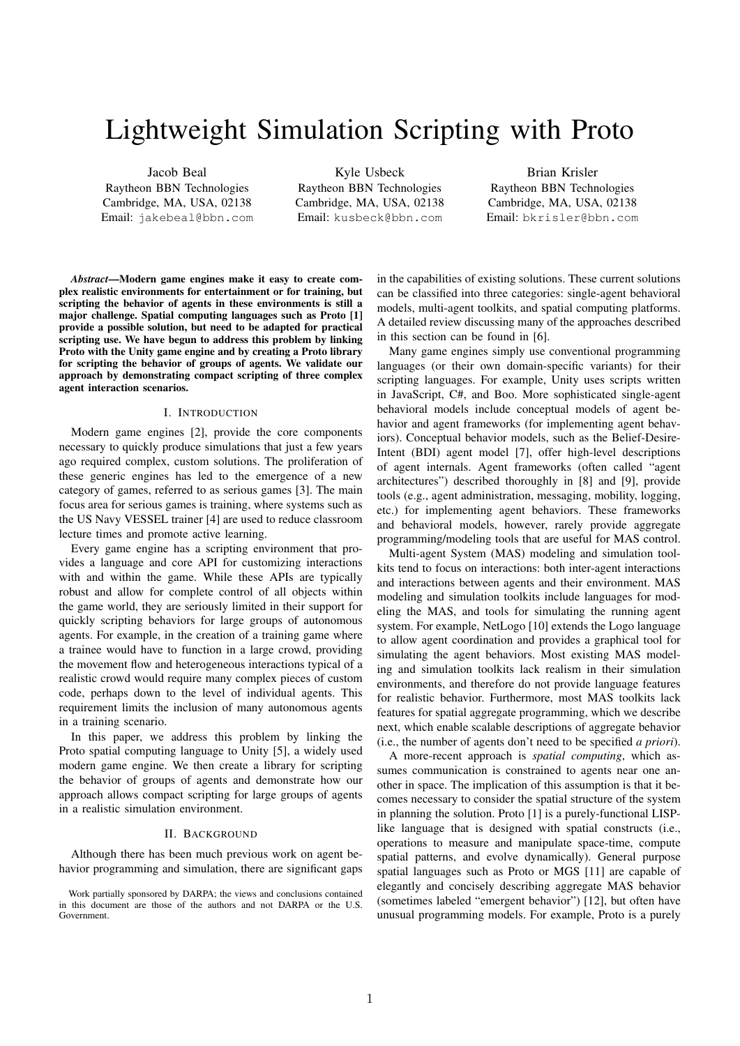# Lightweight Simulation Scripting with Proto

Jacob Beal
Raytheon BBN Technologies
Cambridge, MA, USA, 02138
Email: jakebeal@bbn.com

Kyle Usbeck
Raytheon BBN Technologies
Cambridge, MA, USA, 02138
Email: kusbeck@bbn.com

Brian Krisler
Raytheon BBN Technologies
Cambridge, MA, USA, 02138
Email: bkrisler@bbn.com

***Abstract*—Modern game engines make it easy to create complex realistic environments for entertainment or for training, but scripting the behavior of agents in these environments is still a major challenge. Spatial computing languages such as Proto [1] provide a possible solution, but need to be adapted for practical scripting use. We have begun to address this problem by linking Proto with the Unity game engine and by creating a Proto library for scripting the behavior of groups of agents. We validate our approach by demonstrating compact scripting of three complex agent interaction scenarios.**

## I. Introduction

Modern game engines [2], provide the core components necessary to quickly produce simulations that just a few years ago required complex, custom solutions. The proliferation of these generic engines has led to the emergence of a new category of games, referred to as serious games [3]. The main focus area for serious games is training, where systems such as the US Navy VESSEL trainer [4] are used to reduce classroom lecture times and promote active learning.

Every game engine has a scripting environment that provides a language and core API for customizing interactions with and within the game. While these APIs are typically robust and allow for complete control of all objects within the game world, they are seriously limited in their support for quickly scripting behaviors for large groups of autonomous agents. For example, in the creation of a training game where a trainee would have to function in a large crowd, providing the movement flow and heterogeneous interactions typical of a realistic crowd would require many complex pieces of custom code, perhaps down to the level of individual agents. This requirement limits the inclusion of many autonomous agents in a training scenario.

In this paper, we address this problem by linking the Proto spatial computing language to Unity [5], a widely used modern game engine. We then create a library for scripting the behavior of groups of agents and demonstrate how our approach allows compact scripting for large groups of agents in a realistic simulation environment.

## II. Background

Although there has been much previous work on agent behavior programming and simulation, there are significant gaps in the capabilities of existing solutions. These current solutions can be classified into three categories: single-agent behavioral models, multi-agent toolkits, and spatial computing platforms. A detailed review discussing many of the approaches described in this section can be found in [6].

Many game engines simply use conventional programming languages (or their own domain-specific variants) for their scripting languages. For example, Unity uses scripts written in JavaScript, C#, and Boo. More sophisticated single-agent behavioral models include conceptual models of agent behavior and agent frameworks (for implementing agent behaviors). Conceptual behavior models, such as the Belief-Desire-Intent (BDI) agent model [7], offer high-level descriptions of agent internals. Agent frameworks (often called "agent architectures") described thoroughly in [8] and [9], provide tools (e.g., agent administration, messaging, mobility, logging, etc.) for implementing agent behaviors. These frameworks and behavioral models, however, rarely provide aggregate programming/modeling tools that are useful for MAS control.

Multi-agent System (MAS) modeling and simulation toolkits tend to focus on interactions: both inter-agent interactions and interactions between agents and their environment. MAS modeling and simulation toolkits include languages for modeling the MAS, and tools for simulating the running agent system. For example, NetLogo [10] extends the Logo language to allow agent coordination and provides a graphical tool for simulating the agent behaviors. Most existing MAS modeling and simulation toolkits lack realism in their simulation environments, and therefore do not provide language features for realistic behavior. Furthermore, most MAS toolkits lack features for spatial aggregate programming, which we describe next, which enable scalable descriptions of aggregate behavior (i.e., the number of agents don't need to be specified *a priori*).

A more-recent approach is *spatial computing*, which assumes communication is constrained to agents near one another in space. The implication of this assumption is that it becomes necessary to consider the spatial structure of the system in planning the solution. Proto [1] is a purely-functional LISP-like language that is designed with spatial constructs (i.e., operations to measure and manipulate space-time, compute spatial patterns, and evolve dynamically). General purpose spatial languages such as Proto or MGS [11] are capable of elegantly and concisely describing aggregate MAS behavior (sometimes labeled "emergent behavior") [12], but often have unusual programming models. For example, Proto is a purely

Work partially sponsored by DARPA; the views and conclusions contained in this document are those of the authors and not DARPA or the U.S. Government.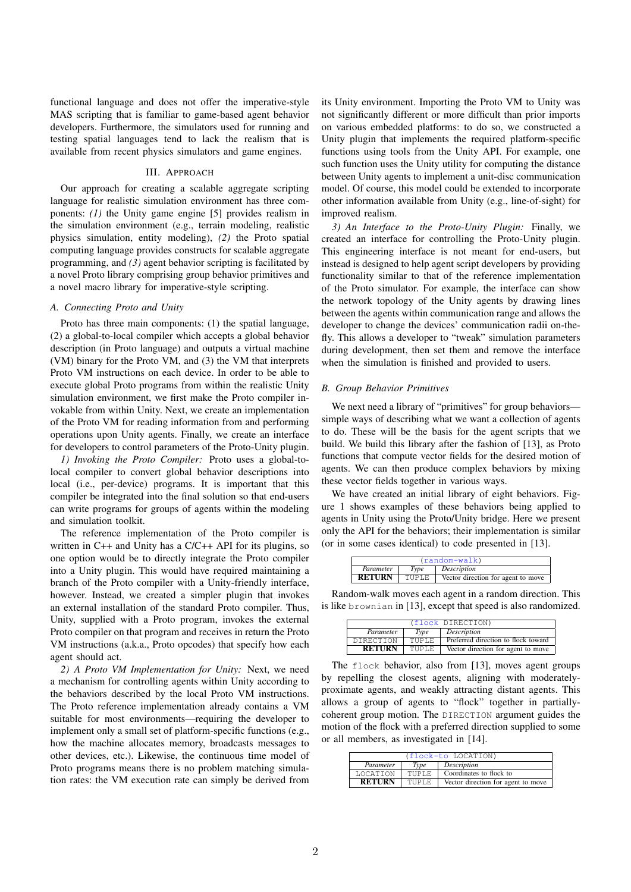functional language and does not offer the imperative-style MAS scripting that is familiar to game-based agent behavior developers. Furthermore, the simulators used for running and testing spatial languages tend to lack the realism that is available from recent physics simulators and game engines.

## III. Approach

Our approach for creating a scalable aggregate scripting language for realistic simulation environment has three components: *(1)* the Unity game engine [5] provides realism in the simulation environment (e.g., terrain modeling, realistic physics simulation, entity modeling), *(2)* the Proto spatial computing language provides constructs for scalable aggregate programming, and *(3)* agent behavior scripting is facilitated by a novel Proto library comprising group behavior primitives and a novel macro library for imperative-style scripting.

### A. Connecting Proto and Unity

Proto has three main components: (1) the spatial language, (2) a global-to-local compiler which accepts a global behavior description (in Proto language) and outputs a virtual machine (VM) binary for the Proto VM, and (3) the VM that interprets Proto VM instructions on each device. In order to be able to execute global Proto programs from within the realistic Unity simulation environment, we first make the Proto compiler invokable from within Unity. Next, we create an implementation of the Proto VM for reading information from and performing operations upon Unity agents. Finally, we create an interface for developers to control parameters of the Proto-Unity plugin.

*1) Invoking the Proto Compiler:* Proto uses a global-to-local compiler to convert global behavior descriptions into local (i.e., per-device) programs. It is important that this compiler be integrated into the final solution so that end-users can write programs for groups of agents within the modeling and simulation toolkit.

The reference implementation of the Proto compiler is written in C++ and Unity has a C/C++ API for its plugins, so one option would be to directly integrate the Proto compiler into a Unity plugin. This would have required maintaining a branch of the Proto compiler with a Unity-friendly interface, however. Instead, we created a simpler plugin that invokes an external installation of the standard Proto compiler. Thus, Unity, supplied with a Proto program, invokes the external Proto compiler on that program and receives in return the Proto VM instructions (a.k.a., Proto opcodes) that specify how each agent should act.

*2) A Proto VM Implementation for Unity:* Next, we need a mechanism for controlling agents within Unity according to the behaviors described by the local Proto VM instructions. The Proto reference implementation already contains a VM suitable for most environments—requiring the developer to implement only a small set of platform-specific functions (e.g., how the machine allocates memory, broadcasts messages to other devices, etc.). Likewise, the continuous time model of Proto programs means there is no problem matching simulation rates: the VM execution rate can simply be derived from its Unity environment. Importing the Proto VM to Unity was not significantly different or more difficult than prior imports on various embedded platforms: to do so, we constructed a Unity plugin that implements the required platform-specific functions using tools from the Unity API. For example, one such function uses the Unity utility for computing the distance between Unity agents to implement a unit-disc communication model. Of course, this model could be extended to incorporate other information available from Unity (e.g., line-of-sight) for improved realism.

*3) An Interface to the Proto-Unity Plugin:* Finally, we created an interface for controlling the Proto-Unity plugin. This engineering interface is not meant for end-users, but instead is designed to help agent script developers by providing functionality similar to that of the reference implementation of the Proto simulator. For example, the interface can show the network topology of the Unity agents by drawing lines between the agents within communication range and allows the developer to change the devices' communication radii on-the-fly. This allows a developer to "tweak" simulation parameters during development, then set them and remove the interface when the simulation is finished and provided to users.

### B. Group Behavior Primitives

We next need a library of "primitives" for group behaviors—simple ways of describing what we want a collection of agents to do. These will be the basis for the agent scripts that we build. We build this library after the fashion of [13], as Proto functions that compute vector fields for the desired motion of agents. We can then produce complex behaviors by mixing these vector fields together in various ways.

We have created an initial library of eight behaviors. Figure 1 shows examples of these behaviors being applied to agents in Unity using the Proto/Unity bridge. Here we present only the API for the behaviors; their implementation is similar (or in some cases identical) to code presented in [13].

| `(random-walk)` | | |
|---|---|---|
| *Parameter* | *Type* | *Description* |
| **RETURN** | `TUPLE` | Vector direction for agent to move |

Random-walk moves each agent in a random direction. This is like `brownian` in [13], except that speed is also randomized.

| `(flock DIRECTION)` | | |
|---|---|---|
| *Parameter* | *Type* | *Description* |
| `DIRECTION` | `TUPLE` | Preferred direction to flock toward |
| **RETURN** | `TUPLE` | Vector direction for agent to move |

The `flock` behavior, also from [13], moves agent groups by repelling the closest agents, aligning with moderately-proximate agents, and weakly attracting distant agents. This allows a group of agents to "flock" together in partially-coherent group motion. The `DIRECTION` argument guides the motion of the flock with a preferred direction supplied to some or all members, as investigated in [14].

| `(flock-to LOCATION)` | | |
|---|---|---|
| *Parameter* | *Type* | *Description* |
| `LOCATION` | `TUPLE` | Coordinates to flock to |
| **RETURN** | `TUPLE` | Vector direction for agent to move |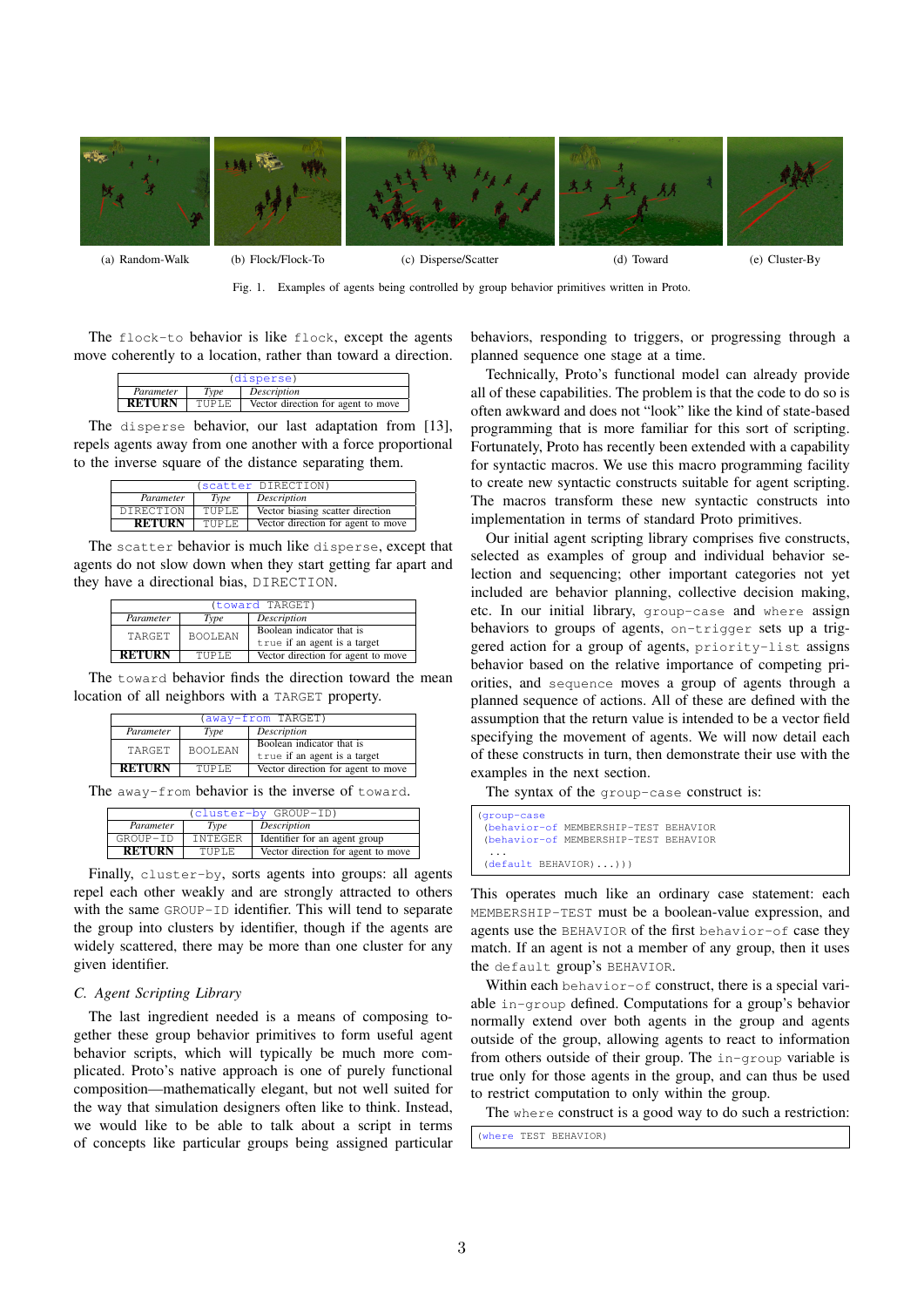(a) Random-Walk (b) Flock/Flock-To (c) Disperse/Scatter (d) Toward (e) Cluster-By

Fig. 1. Examples of agents being controlled by group behavior primitives written in Proto.

The `flock-to` behavior is like `flock`, except the agents move coherently to a location, rather than toward a direction.

| (disperse) | | |
|---|---|---|
| *Parameter* | *Type* | *Description* |
| **RETURN** | TUPLE | Vector direction for agent to move |

The `disperse` behavior, our last adaptation from [13], repels agents away from one another with a force proportional to the inverse square of the distance separating them.

| (scatter DIRECTION) | | |
|---|---|---|
| *Parameter* | *Type* | *Description* |
| DIRECTION | TUPLE | Vector biasing scatter direction |
| **RETURN** | TUPLE | Vector direction for agent to move |

The `scatter` behavior is much like `disperse`, except that agents do not slow down when they start getting far apart and they have a directional bias, `DIRECTION`.

| (toward TARGET) | | |
|---|---|---|
| *Parameter* | *Type* | *Description* |
| TARGET | BOOLEAN | Boolean indicator that is `true` if an agent is a target |
| **RETURN** | TUPLE | Vector direction for agent to move |

The `toward` behavior finds the direction toward the mean location of all neighbors with a `TARGET` property.

| (away-from TARGET) | | |
|---|---|---|
| *Parameter* | *Type* | *Description* |
| TARGET | BOOLEAN | Boolean indicator that is `true` if an agent is a target |
| **RETURN** | TUPLE | Vector direction for agent to move |

The `away-from` behavior is the inverse of `toward`.

| (cluster-by GROUP-ID) | | |
|---|---|---|
| *Parameter* | *Type* | *Description* |
| GROUP-ID | INTEGER | Identifier for an agent group |
| **RETURN** | TUPLE | Vector direction for agent to move |

Finally, `cluster-by`, sorts agents into groups: all agents repel each other weakly and are strongly attracted to others with the same `GROUP-ID` identifier. This will tend to separate the group into clusters by identifier, though if the agents are widely scattered, there may be more than one cluster for any given identifier.

### C. Agent Scripting Library

The last ingredient needed is a means of composing together these group behavior primitives to form useful agent behavior scripts, which will typically be much more complicated. Proto's native approach is one of purely functional composition—mathematically elegant, but not well suited for the way that simulation designers often like to think. Instead, we would like to be able to talk about a script in terms of concepts like particular groups being assigned particular behaviors, responding to triggers, or progressing through a planned sequence one stage at a time.

Technically, Proto's functional model can already provide all of these capabilities. The problem is that the code to do so is often awkward and does not "look" like the kind of state-based programming that is more familiar for this sort of scripting. Fortunately, Proto has recently been extended with a capability for syntactic macros. We use this macro programming facility to create new syntactic constructs suitable for agent scripting. The macros transform these new syntactic constructs into implementation in terms of standard Proto primitives.

Our initial agent scripting library comprises five constructs, selected as examples of group and individual behavior selection and sequencing; other important categories not yet included are behavior planning, collective decision making, etc. In our initial library, `group-case` and `where` assign behaviors to groups of agents, `on-trigger` sets up a triggered action for a group of agents, `priority-list` assigns behavior based on the relative importance of competing priorities, and `sequence` moves a group of agents through a planned sequence of actions. All of these are defined with the assumption that the return value is intended to be a vector field specifying the movement of agents. We will now detail each of these constructs in turn, then demonstrate their use with the examples in the next section.

The syntax of the `group-case` construct is:

```
(group-case
 (behavior-of MEMBERSHIP-TEST BEHAVIOR
 (behavior-of MEMBERSHIP-TEST BEHAVIOR
  ...
 (default BEHAVIOR)...)))
```

This operates much like an ordinary case statement: each `MEMBERSHIP-TEST` must be a boolean-value expression, and agents use the `BEHAVIOR` of the first `behavior-of` case they match. If an agent is not a member of any group, then it uses the `default` group's `BEHAVIOR`.

Within each `behavior-of` construct, there is a special variable `in-group` defined. Computations for a group's behavior normally extend over both agents in the group and agents outside of the group, allowing agents to react to information from others outside of their group. The `in-group` variable is true only for those agents in the group, and can thus be used to restrict computation to only within the group.

The `where` construct is a good way to do such a restriction:

```
(where TEST BEHAVIOR)
```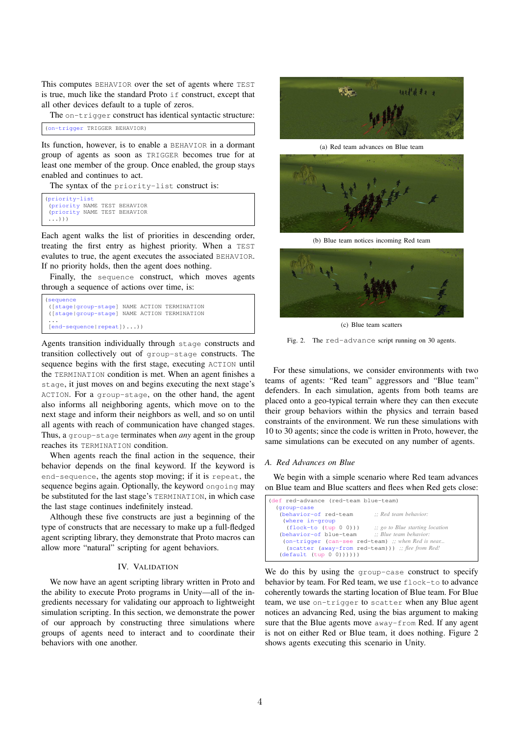This computes BEHAVIOR over the set of agents where TEST is true, much like the standard Proto if construct, except that all other devices default to a tuple of zeros.

The on-trigger construct has identical syntactic structure:

```
(on-trigger TRIGGER BEHAVIOR)
```

Its function, however, is to enable a BEHAVIOR in a dormant group of agents as soon as TRIGGER becomes true for at least one member of the group. Once enabled, the group stays enabled and continues to act.

The syntax of the priority-list construct is:

```
(priority-list
 (priority NAME TEST BEHAVIOR
 (priority NAME TEST BEHAVIOR
 ...)))
```

Each agent walks the list of priorities in descending order, treating the first entry as highest priority. When a TEST evalutes to true, the agent executes the associated BEHAVIOR. If no priority holds, then the agent does nothing.

Finally, the sequence construct, which moves agents through a sequence of actions over time, is:

```
(sequence
 ([stage|group-stage] NAME ACTION TERMINATION
 ([stage|group-stage] NAME ACTION TERMINATION
 ...
 [end-sequence|repeat])...))
```

Agents transition individually through stage constructs and transition collectively out of group-stage constructs. The sequence begins with the first stage, executing ACTION until the TERMINATION condition is met. When an agent finishes a stage, it just moves on and begins executing the next stage's ACTION. For a group-stage, on the other hand, the agent also informs all neighboring agents, which move on to the next stage and inform their neighbors as well, and so on until all agents with reach of communication have changed stages. Thus, a group-stage terminates when *any* agent in the group reaches its TERMINATION condition.

When agents reach the final action in the sequence, their behavior depends on the final keyword. If the keyword is end-sequence, the agents stop moving; if it is repeat, the sequence begins again. Optionally, the keyword ongoing may be substituted for the last stage's TERMINATION, in which case the last stage continues indefinitely instead.

Although these five constructs are just a beginning of the type of constructs that are necessary to make up a full-fledged agent scripting library, they demonstrate that Proto macros can allow more "natural" scripting for agent behaviors.

## IV. Validation

We now have an agent scripting library written in Proto and the ability to execute Proto programs in Unity—all of the ingredients necessary for validating our approach to lightweight simulation scripting. In this section, we demonstrate the power of our approach by constructing three simulations where groups of agents need to interact and to coordinate their behaviors with one another.

(a) Red team advances on Blue team

(b) Blue team notices incoming Red team

(c) Blue team scatters

Fig. 2. The red-advance script running on 30 agents.

For these simulations, we consider environments with two teams of agents: "Red team" aggressors and "Blue team" defenders. In each simulation, agents from both teams are placed onto a geo-typical terrain where they can then execute their group behaviors within the physics and terrain based constraints of the environment. We run these simulations with 10 to 30 agents; since the code is written in Proto, however, the same simulations can be executed on any number of agents.

### A. Red Advances on Blue

We begin with a simple scenario where Red team advances on Blue team and Blue scatters and flees when Red gets close:

```
(def red-advance (red-team blue-team)
 (group-case
  (behavior-of red-team        ;; Red team behavior:
   (where in-group
    (flock-to (tup 0 0)))      ;; go to Blue starting location
  (behavior-of blue-team       ;; Blue team behavior:
   (on-trigger (can-see red-team) ;; when Red is near...
    (scatter (away-from red-team))) ;; flee from Red!
  (default (tup 0 0))))))
```

We do this by using the group-case construct to specify behavior by team. For Red team, we use flock-to to advance coherently towards the starting location of Blue team. For Blue team, we use on-trigger to scatter when any Blue agent notices an advancing Red, using the bias argument to making sure that the Blue agents move away-from Red. If any agent is not on either Red or Blue team, it does nothing. Figure 2 shows agents executing this scenario in Unity.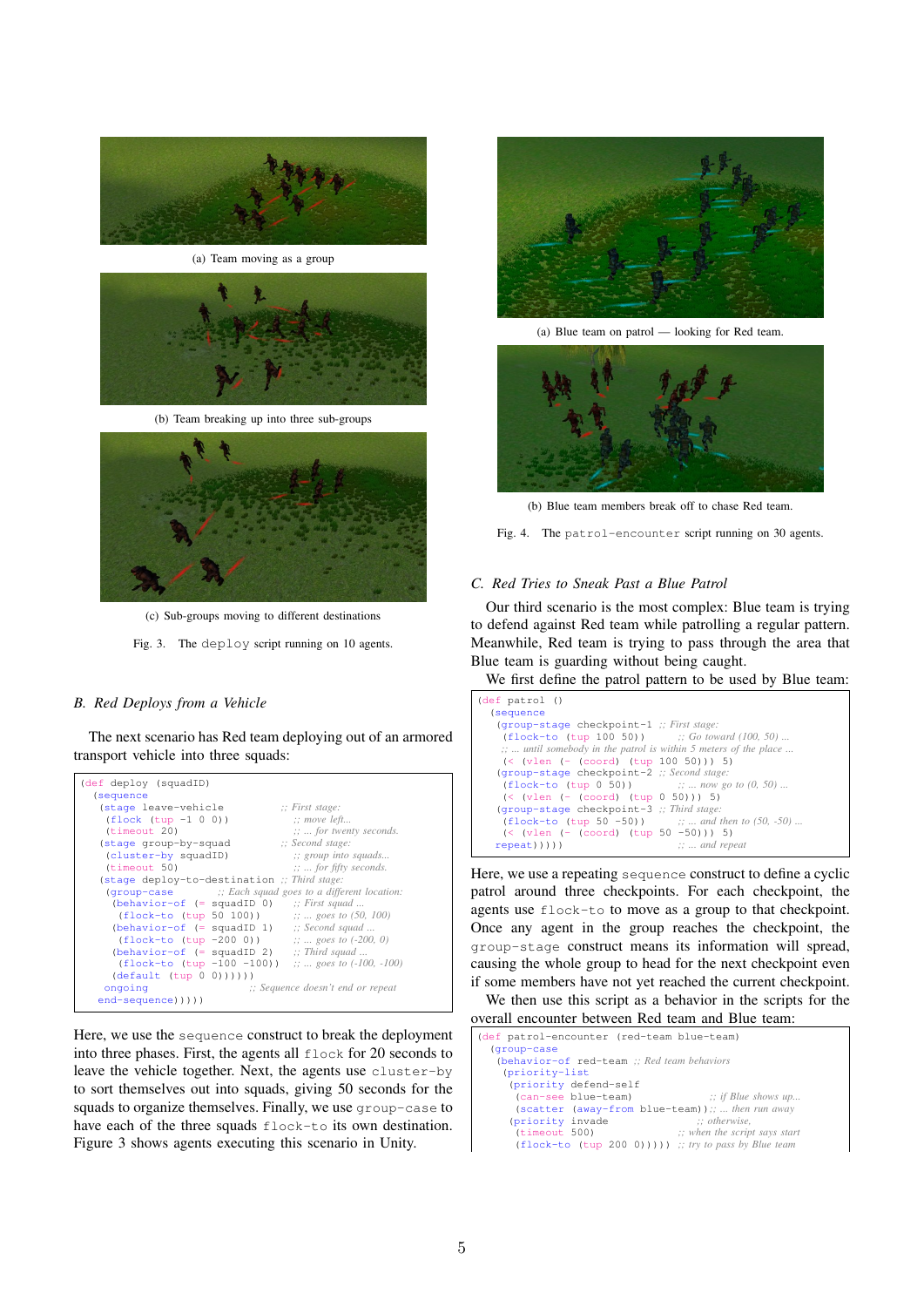(a) Team moving as a group

(b) Team breaking up into three sub-groups

(c) Sub-groups moving to different destinations

Fig. 3. The `deploy` script running on 10 agents.

### B. Red Deploys from a Vehicle

The next scenario has Red team deploying out of an armored transport vehicle into three squads:

```
(def deploy (squadID)
  (sequence
   (stage leave-vehicle                    ;; First stage:
    (flock (tup -1 0 0))                   ;; move left...
    (timeout 20))                          ;; ... for twenty seconds.
   (stage group-by-squad                   ;; Second stage:
    (cluster-by squadID)                   ;; group into squads...
    (timeout 50))                          ;; ... for fifty seconds.
   (stage deploy-to-destination ;; Third stage:
    (group-case          ;; Each squad goes to a different location:
     (behavior-of (= squadID 0)     ;; First squad ...
      (flock-to (tup 50 100)))      ;; ... goes to (50, 100)
     (behavior-of (= squadID 1)     ;; Second squad ...
      (flock-to (tup -200 0)))      ;; ... goes to (-200, 0)
     (behavior-of (= squadID 2)     ;; Third squad ...
      (flock-to (tup -100 -100)))   ;; ... goes to (-100, -100)
     (default (tup 0 0))))))
    ongoing                    ;; Sequence doesn't end or repeat
   end-sequence)))))
```

Here, we use the `sequence` construct to break the deployment into three phases. First, the agents all `flock` for 20 seconds to leave the vehicle together. Next, the agents use `cluster-by` to sort themselves out into squads, giving 50 seconds for the squads to organize themselves. Finally, we use `group-case` to have each of the three squads `flock-to` its own destination. Figure 3 shows agents executing this scenario in Unity.

(a) Blue team on patrol — looking for Red team.

(b) Blue team members break off to chase Red team.

Fig. 4. The `patrol-encounter` script running on 30 agents.

### C. Red Tries to Sneak Past a Blue Patrol

Our third scenario is the most complex: Blue team is trying to defend against Red team while patrolling a regular pattern. Meanwhile, Red team is trying to pass through the area that Blue team is guarding without being caught.

We first define the patrol pattern to be used by Blue team:

```
(def patrol ()
  (sequence
   (group-stage checkpoint-1 ;; First stage:
    (flock-to (tup 100 50))        ;; Go toward (100, 50) ...
    ;; ... until somebody in the patrol is within 5 meters of the place ...
    (< (vlen (- (coord) (tup 100 50))) 5)
   (group-stage checkpoint-2 ;; Second stage:
    (flock-to (tup 0 50))          ;; ... now go to (0, 50) ...
    (< (vlen (- (coord) (tup 0 50))) 5)
   (group-stage checkpoint-3 ;; Third stage:
    (flock-to (tup 50 -50))        ;; ... and then to (50, -50) ...
    (< (vlen (- (coord) (tup 50 -50))) 5)
   repeat)))))                     ;; ... and repeat
```

Here, we use a repeating `sequence` construct to define a cyclic patrol around three checkpoints. For each checkpoint, the agents use `flock-to` to move as a group to that checkpoint. Once any agent in the group reaches the checkpoint, the `group-stage` construct means its information will spread, causing the whole group to head for the next checkpoint even if some members have not yet reached the current checkpoint.

We then use this script as a behavior in the scripts for the overall encounter between Red team and Blue team:

```
(def patrol-encounter (red-team blue-team)
  (group-case
   (behavior-of red-team ;; Red team behaviors
    (priority-list
     (priority defend-self
      (can-see blue-team)              ;; if Blue shows up...
      (scatter (away-from blue-team))) ;; ... then run away
     (priority invade                  ;; otherwise,
      (timeout 500)                    ;; when the script says start
      (flock-to (tup 200 0))))) ;; try to pass by Blue team
```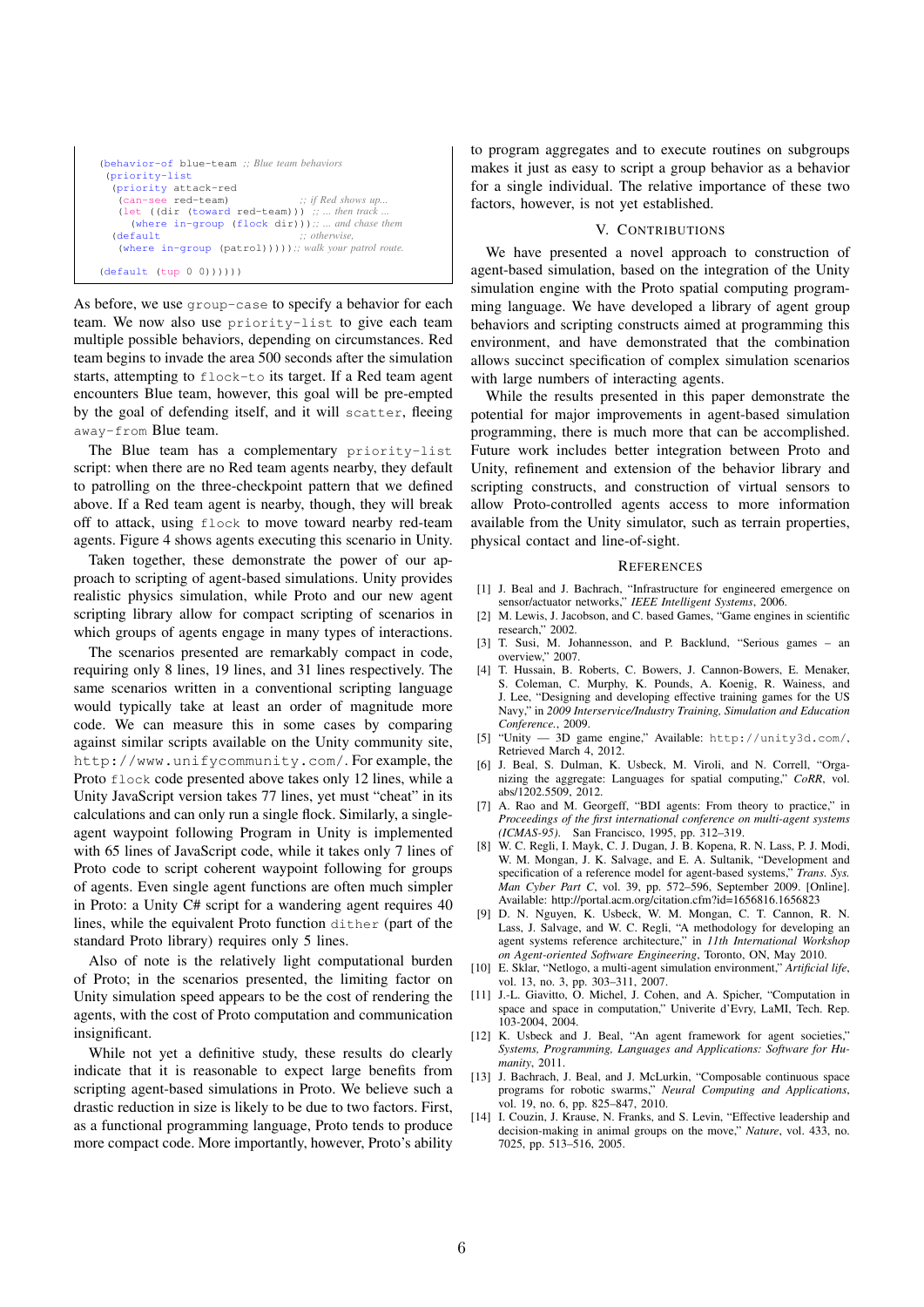```
(behavior-of blue-team ;; Blue team behaviors
 (priority-list
  (priority attack-red
   (can-see red-team)              ;; if Red shows up...
   (let ((dir (toward red-team))) ;; ... then track ...
     (where in-group (flock dir)));; ... and chase them
  (default                         ;; otherwise,
   (where in-group (patrol)))));; walk your patrol route.

(default (tup 0 0))))))
```

As before, we use `group-case` to specify a behavior for each team. We now also use `priority-list` to give each team multiple possible behaviors, depending on circumstances. Red team begins to invade the area 500 seconds after the simulation starts, attempting to `flock-to` its target. If a Red team agent encounters Blue team, however, this goal will be pre-empted by the goal of defending itself, and it will `scatter`, fleeing `away-from` Blue team.

The Blue team has a complementary `priority-list` script: when there are no Red team agents nearby, they default to patrolling on the three-checkpoint pattern that we defined above. If a Red team agent is nearby, though, they will break off to attack, using `flock` to move toward nearby red-team agents. Figure 4 shows agents executing this scenario in Unity.

Taken together, these demonstrate the power of our approach to scripting of agent-based simulations. Unity provides realistic physics simulation, while Proto and our new agent scripting library allow for compact scripting of scenarios in which groups of agents engage in many types of interactions.

The scenarios presented are remarkably compact in code, requiring only 8 lines, 19 lines, and 31 lines respectively. The same scenarios written in a conventional scripting language would typically take at least an order of magnitude more code. We can measure this in some cases by comparing against similar scripts available on the Unity community site, `http://www.unifycommunity.com/`. For example, the Proto `flock` code presented above takes only 12 lines, while a Unity JavaScript version takes 77 lines, yet must "cheat" in its calculations and can only run a single flock. Similarly, a single-agent waypoint following Program in Unity is implemented with 65 lines of JavaScript code, while it takes only 7 lines of Proto code to script coherent waypoint following for groups of agents. Even single agent functions are often much simpler in Proto: a Unity C# script for a wandering agent requires 40 lines, while the equivalent Proto function `dither` (part of the standard Proto library) requires only 5 lines.

Also of note is the relatively light computational burden of Proto; in the scenarios presented, the limiting factor on Unity simulation speed appears to be the cost of rendering the agents, with the cost of Proto computation and communication insignificant.

While not yet a definitive study, these results do clearly indicate that it is reasonable to expect large benefits from scripting agent-based simulations in Proto. We believe such a drastic reduction in size is likely to be due to two factors. First, as a functional programming language, Proto tends to produce more compact code. More importantly, however, Proto's ability to program aggregates and to execute routines on subgroups makes it just as easy to script a group behavior as a behavior for a single individual. The relative importance of these two factors, however, is not yet established.

## V. Contributions

We have presented a novel approach to construction of agent-based simulation, based on the integration of the Unity simulation engine with the Proto spatial computing programming language. We have developed a library of agent group behaviors and scripting constructs aimed at programming this environment, and have demonstrated that the combination allows succinct specification of complex simulation scenarios with large numbers of interacting agents.

While the results presented in this paper demonstrate the potential for major improvements in agent-based simulation programming, there is much more that can be accomplished. Future work includes better integration between Proto and Unity, refinement and extension of the behavior library and scripting constructs, and construction of virtual sensors to allow Proto-controlled agents access to more information available from the Unity simulator, such as terrain properties, physical contact and line-of-sight.

## References

[1] J. Beal and J. Bachrach, "Infrastructure for engineered emergence on sensor/actuator networks," *IEEE Intelligent Systems*, 2006.

[2] M. Lewis, J. Jacobson, and C. based Games, "Game engines in scientific research," 2002.

[3] T. Susi, M. Johannesson, and P. Backlund, "Serious games – an overview," 2007.

[4] T. Hussain, B. Roberts, C. Bowers, J. Cannon-Bowers, E. Menaker, S. Coleman, C. Murphy, K. Pounds, A. Koenig, R. Wainess, and J. Lee, "Designing and developing effective training games for the US Navy," in *2009 Interservice/Industry Training, Simulation and Education Conference.*, 2009.

[5] "Unity — 3D game engine," Available: `http://unity3d.com/`, Retrieved March 4, 2012.

[6] J. Beal, S. Dulman, K. Usbeck, M. Viroli, and N. Correll, "Organizing the aggregate: Languages for spatial computing," *CoRR*, vol. abs/1202.5509, 2012.

[7] A. Rao and M. Georgeff, "BDI agents: From theory to practice," in *Proceedings of the first international conference on multi-agent systems (ICMAS-95)*. San Francisco, 1995, pp. 312–319.

[8] W. C. Regli, I. Mayk, C. J. Dugan, J. B. Kopena, R. N. Lass, P. J. Modi, W. M. Mongan, J. K. Salvage, and E. A. Sultanik, "Development and specification of a reference model for agent-based systems," *Trans. Sys. Man Cyber Part C*, vol. 39, pp. 572–596, September 2009. [Online]. Available: http://portal.acm.org/citation.cfm?id=1656816.1656823

[9] D. N. Nguyen, K. Usbeck, W. M. Mongan, C. T. Cannon, R. N. Lass, J. Salvage, and W. C. Regli, "A methodology for developing an agent systems reference architecture," in *11th International Workshop on Agent-oriented Software Engineering*, Toronto, ON, May 2010.

[10] E. Sklar, "Netlogo, a multi-agent simulation environment," *Artificial life*, vol. 13, no. 3, pp. 303–311, 2007.

[11] J.-L. Giavitto, O. Michel, J. Cohen, and A. Spicher, "Computation in space and space in computation," Univerite d'Evry, LaMI, Tech. Rep. 103-2004, 2004.

[12] K. Usbeck and J. Beal, "An agent framework for agent societies," *Systems, Programming, Languages and Applications: Software for Humanity*, 2011.

[13] J. Bachrach, J. Beal, and J. McLurkin, "Composable continuous space programs for robotic swarms," *Neural Computing and Applications*, vol. 19, no. 6, pp. 825–847, 2010.

[14] I. Couzin, J. Krause, N. Franks, and S. Levin, "Effective leadership and decision-making in animal groups on the move," *Nature*, vol. 433, no. 7025, pp. 513–516, 2005.